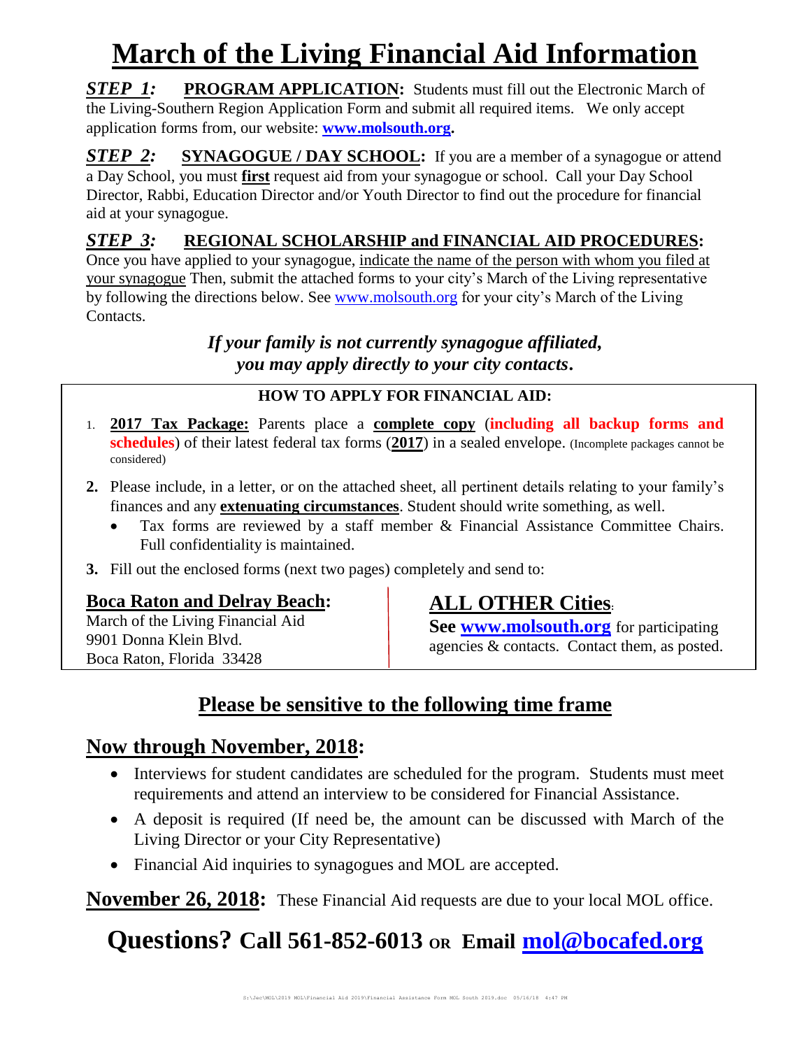# March of the Living Financial Aid Information

***STEP 1:*** **PROGRAM APPLICATION:** Students must fill out the Electronic March of the Living-Southern Region Application Form and submit all required items. We only accept application forms from, our website: **www.molsouth.org.**

***STEP 2:*** **SYNAGOGUE / DAY SCHOOL:** If you are a member of a synagogue or attend a Day School, you must **first** request aid from your synagogue or school. Call your Day School Director, Rabbi, Education Director and/or Youth Director to find out the procedure for financial aid at your synagogue.

***STEP 3:*** **REGIONAL SCHOLARSHIP and FINANCIAL AID PROCEDURES:** Once you have applied to your synagogue, indicate the name of the person with whom you filed at your synagogue Then, submit the attached forms to your city's March of the Living representative by following the directions below. See www.molsouth.org for your city's March of the Living Contacts.

***If your family is not currently synagogue affiliated, you may apply directly to your city contacts.***

**HOW TO APPLY FOR FINANCIAL AID:**

1. **2017 Tax Package:** Parents place a **complete copy** (**including all backup forms and schedules**) of their latest federal tax forms (**2017**) in a sealed envelope. (Incomplete packages cannot be considered)
2. Please include, in a letter, or on the attached sheet, all pertinent details relating to your family's finances and any **extenuating circumstances**. Student should write something, as well.
   - Tax forms are reviewed by a staff member & Financial Assistance Committee Chairs. Full confidentiality is maintained.
3. Fill out the enclosed forms (next two pages) completely and send to:

**Boca Raton and Delray Beach:**
March of the Living Financial Aid
9901 Donna Klein Blvd.
Boca Raton, Florida 33428

**ALL OTHER Cities:**
**See www.molsouth.org** for participating agencies & contacts. Contact them, as posted.

## Please be sensitive to the following time frame

## Now through November, 2018:

- Interviews for student candidates are scheduled for the program. Students must meet requirements and attend an interview to be considered for Financial Assistance.
- A deposit is required (If need be, the amount can be discussed with March of the Living Director or your City Representative)
- Financial Aid inquiries to synagogues and MOL are accepted.

**November 26, 2018:** These Financial Aid requests are due to your local MOL office.

## Questions? Call 561-852-6013 OR Email mol@bocafed.org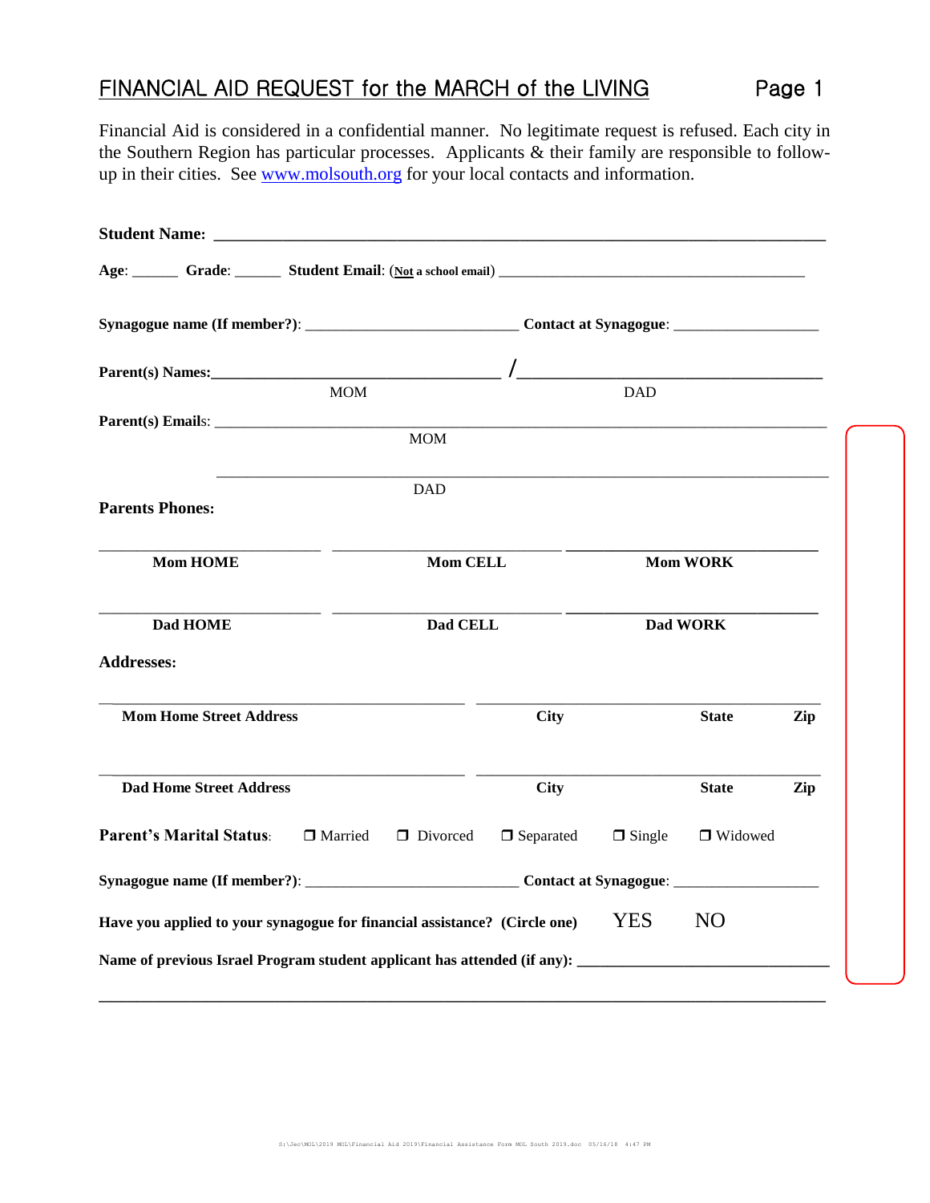# FINANCIAL AID REQUEST for the MARCH of the LIVING

Page 1

Financial Aid is considered in a confidential manner. No legitimate request is refused. Each city in the Southern Region has particular processes. Applicants & their family are responsible to follow-up in their cities. See www.molsouth.org for your local contacts and information.

**Student Name:** ___________________________________________________________________

**Age**: ______ **Grade**: ______ **Student Email**: (**Not a school email**) ________________________________________

**Synagogue name (If member?)**: ___________________________ **Contact at Synagogue**: __________________

**Parent(s) Names:**___________________________________ /___________________________________

MOM DAD

**Parent(s) Emails**: _______________________________________________________________________

MOM

_______________________________________________________________________

DAD

**Parents Phones:**

| _______________ | _______________ | _______________ |
|---|---|---|
| **Mom HOME** | **Mom CELL** | **Mom WORK** |
| _______________ | _______________ | _______________ |
| **Dad HOME** | **Dad CELL** | **Dad WORK** |

**Addresses:**

| _______________ | _______________ | | |
|---|---|---|---|
| **Mom Home Street Address** | **City** | **State** | **Zip** |
| _______________ | _______________ | | |
| **Dad Home Street Address** | **City** | **State** | **Zip** |

**Parent's Marital Status**: ❒ Married ❒ Divorced ❒ Separated ❒ Single ❒ Widowed

**Synagogue name (If member?)**: ___________________________ **Contact at Synagogue**: __________________

**Have you applied to your synagogue for financial assistance? (Circle one)** YES NO

**Name of previous Israel Program student applicant has attended (if any):** ________________________________

___________________________________________________________________________________________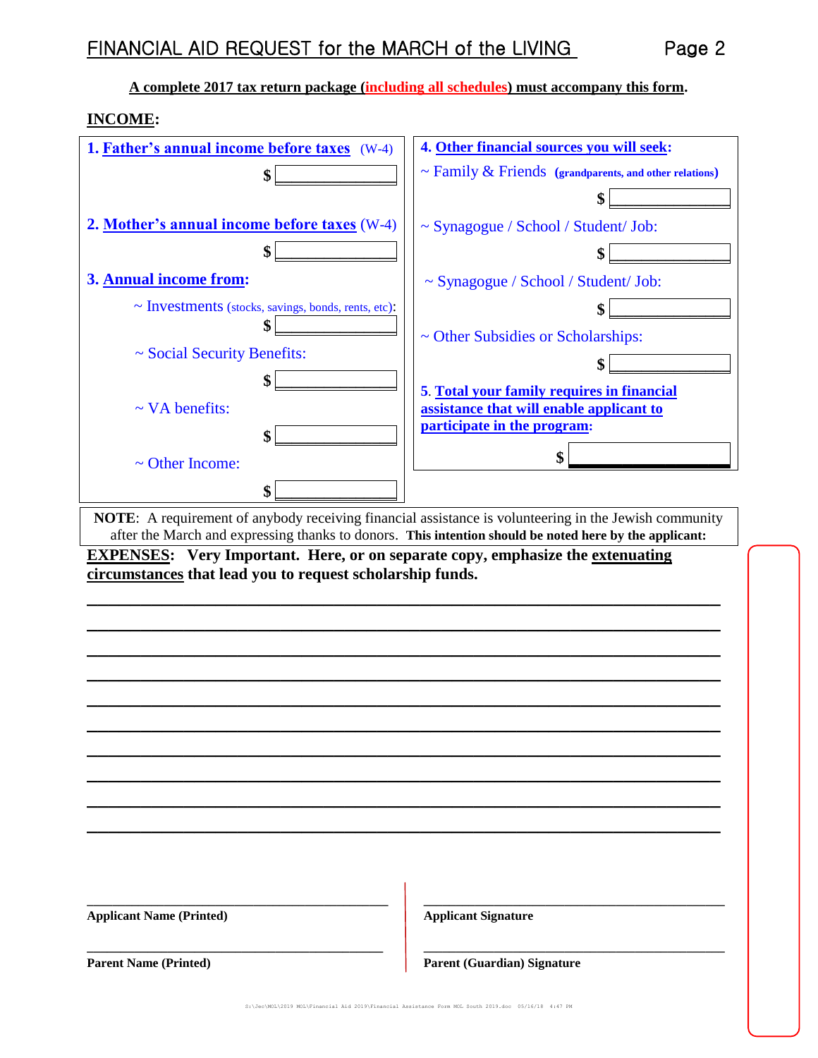## FINANCIAL AID REQUEST for the MARCH of the LIVING

**A complete 2017 tax return package (including all schedules) must accompany this form.**

**INCOME:**

**1. Father's annual income before taxes** (W-4)

$ ____________

**2. Mother's annual income before taxes** (W-4)

$ ____________

**3. Annual income from:**

~ Investments (stocks, savings, bonds, rents, etc):

$ ____________

~ Social Security Benefits:

$ ____________

~ VA benefits:

$ ____________

~ Other Income:

$ ____________

**4. Other financial sources you will seek:**

~ Family & Friends **(grandparents, and other relations)**

$ ____________

~ Synagogue / School / Student/ Job:

$ ____________

~ Synagogue / School / Student/ Job:

$ ____________

~ Other Subsidies or Scholarships:

$ ____________

**5. Total your family requires in financial assistance that will enable applicant to participate in the program:**

$ ____________

**NOTE**: A requirement of anybody receiving financial assistance is volunteering in the Jewish community after the March and expressing thanks to donors. **This intention should be noted here by the applicant:**

**EXPENSES: Very Important. Here, or on separate copy, emphasize the extenuating circumstances that lead you to request scholarship funds.**

______________________________________________________________________

______________________________________________________________________

______________________________________________________________________

______________________________________________________________________

______________________________________________________________________

______________________________________________________________________

______________________________________________________________________

______________________________________________________________________

______________________________________________________________________

______________________________________________________________________

| | |
|---|---|
| ______________________________ | ______________________________ |
| **Applicant Name (Printed)** | **Applicant Signature** |
| ______________________________ | ______________________________ |
| **Parent Name (Printed)** | **Parent (Guardian) Signature** |

S:\Jec\MOL\2019 MOL\Financial Aid 2019\Financial Assistance Form MOL South 2019.doc 05/16/18 4:47 PM